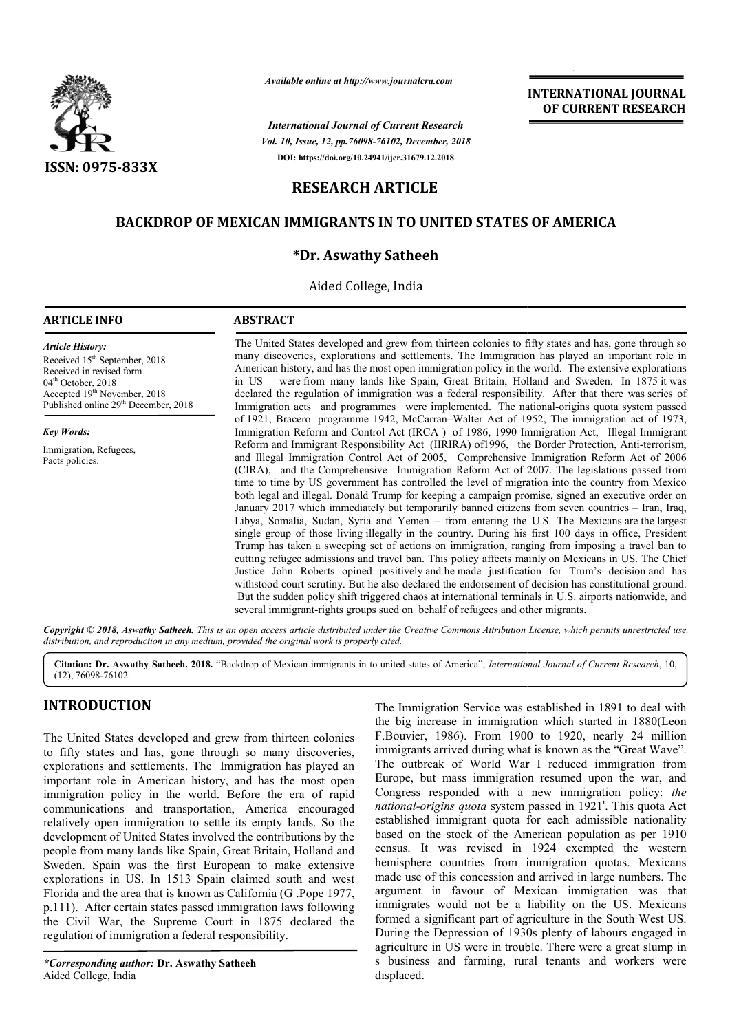*Available online at http://www.journalcra.com*

*International Journal of Current Research*
*Vol. 10, Issue, 12, pp.76098-76102, December, 2018*
**DOI: https://doi.org/10.24941/ijcr.31679.12.2018**

**ISSN: 0975-833X**

**INTERNATIONAL JOURNAL OF CURRENT RESEARCH**

## RESEARCH ARTICLE

# BACKDROP OF MEXICAN IMMIGRANTS IN TO UNITED STATES OF AMERICA

**\*Dr. Aswathy Satheeh**

Aided College, India

### ARTICLE INFO

*Article History:*
Received 15th September, 2018
Received in revised form
04th October, 2018
Accepted 19th November, 2018
Published online 29th December, 2018

*Key Words:*
Immigration, Refugees, Pacts policies.

### ABSTRACT

The United States developed and grew from thirteen colonies to fifty states and has, gone through so many discoveries, explorations and settlements. The Immigration has played an important role in American history, and has the most open immigration policy in the world. The extensive explorations in US were from many lands like Spain, Great Britain, Holland and Sweden. In 1875 it was declared the regulation of immigration was a federal responsibility. After that there was series of Immigration acts and programmes were implemented. The national-origins quota system passed of 1921, Bracero programme 1942, McCarran–Walter Act of 1952, The immigration act of 1973, Immigration Reform and Control Act (IRCA ) of 1986, 1990 Immigration Act, Illegal Immigrant Reform and Immigrant Responsibility Act (IIRIRA) of1996, the Border Protection, Anti-terrorism, and Illegal Immigration Control Act of 2005, Comprehensive Immigration Reform Act of 2006 (CIRA), and the Comprehensive Immigration Reform Act of 2007. The legislations passed from time to time by US government has controlled the level of migration into the country from Mexico both legal and illegal. Donald Trump for keeping a campaign promise, signed an executive order on January 2017 which immediately but temporarily banned citizens from seven countries – Iran, Iraq, Libya, Somalia, Sudan, Syria and Yemen – from entering the U.S. The Mexicans are the largest single group of those living illegally in the country. During his first 100 days in office, President Trump has taken a sweeping set of actions on immigration, ranging from imposing a travel ban to cutting refugee admissions and travel ban. This policy affects mainly on Mexicans in US. The Chief Justice John Roberts opined positively and he made justification for Trum's decision and has withstood court scrutiny. But he also declared the endorsement of decision has constitutional ground. But the sudden policy shift triggered chaos at international terminals in U.S. airports nationwide, and several immigrant-rights groups sued on behalf of refugees and other migrants.

***Copyright © 2018, Aswathy Satheeh.*** *This is an open access article distributed under the Creative Commons Attribution License, which permits unrestricted use, distribution, and reproduction in any medium, provided the original work is properly cited.*

**Citation: Dr. Aswathy Satheeh. 2018.** "Backdrop of Mexican immigrants in to united states of America", *International Journal of Current Research*, 10, (12), 76098-76102.

## INTRODUCTION

The United States developed and grew from thirteen colonies to fifty states and has, gone through so many discoveries, explorations and settlements. The Immigration has played an important role in American history, and has the most open immigration policy in the world. Before the era of rapid communications and transportation, America encouraged relatively open immigration to settle its empty lands. So the development of United States involved the contributions by the people from many lands like Spain, Great Britain, Holland and Sweden. Spain was the first European to make extensive explorations in US. In 1513 Spain claimed south and west Florida and the area that is known as California (G .Pope 1977, p.111). After certain states passed immigration laws following the Civil War, the Supreme Court in 1875 declared the regulation of immigration a federal responsibility.

The Immigration Service was established in 1891 to deal with the big increase in immigration which started in 1880(Leon F.Bouvier, 1986). From 1900 to 1920, nearly 24 million immigrants arrived during what is known as the "Great Wave". The outbreak of World War I reduced immigration from Europe, but mass immigration resumed upon the war, and Congress responded with a new immigration policy: *the national-origins quota* system passed in 1921[i]. This quota Act established immigrant quota for each admissible nationality based on the stock of the American population as per 1910 census. It was revised in 1924 exempted the western hemisphere countries from immigration quotas. Mexicans made use of this concession and arrived in large numbers. The argument in favour of Mexican immigration was that immigrates would not be a liability on the US. Mexicans formed a significant part of agriculture in the South West US. During the Depression of 1930s plenty of labours engaged in agriculture in US were in trouble. There were a great slump in s business and farming, rural tenants and workers were displaced.

***Corresponding author:*** **Dr. Aswathy Satheeh**
Aided College, India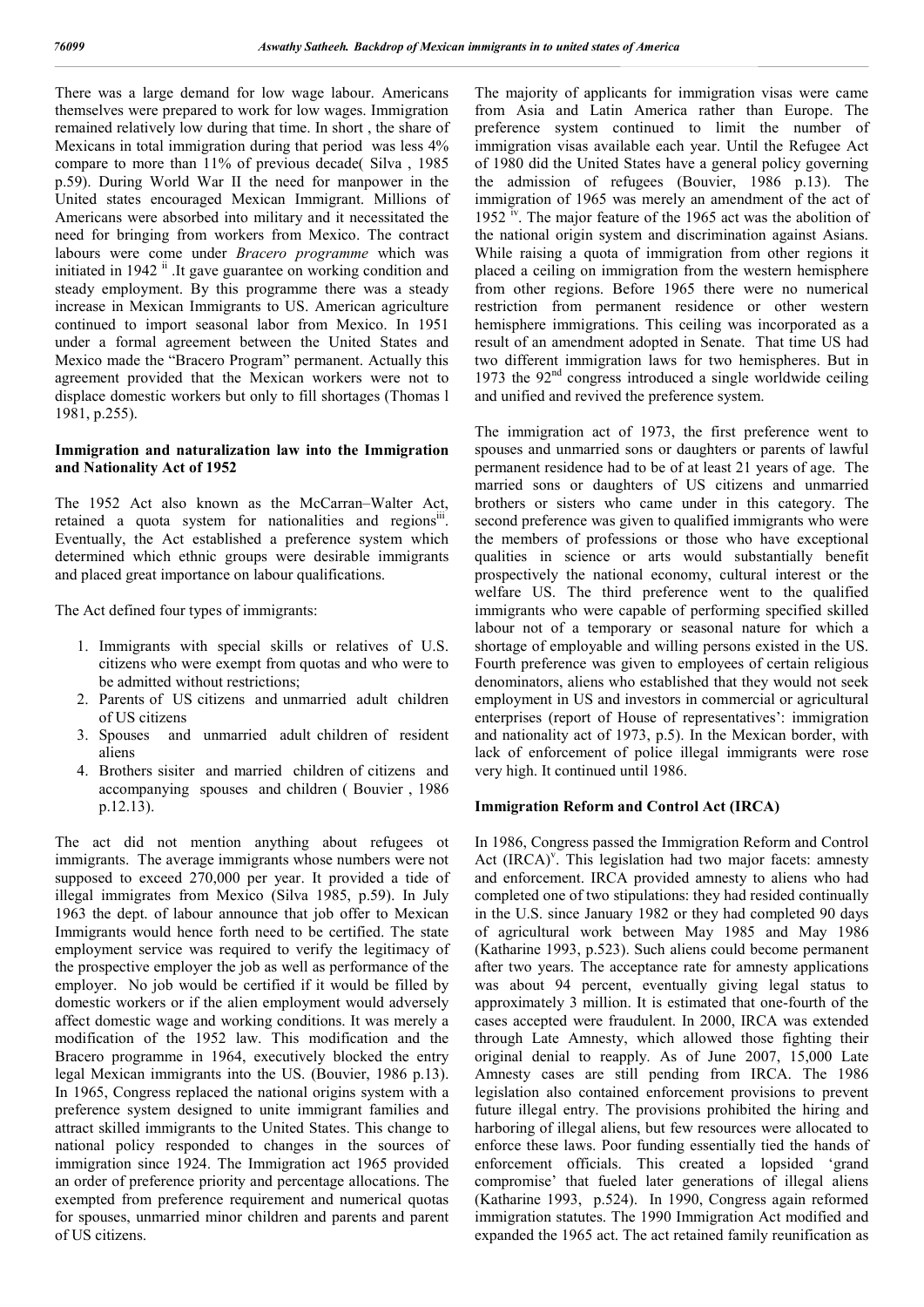There was a large demand for low wage labour. Americans themselves were prepared to work for low wages. Immigration remained relatively low during that time. In short , the share of Mexicans in total immigration during that period was less 4% compare to more than 11% of previous decade( Silva , 1985 p.59). During World War II the need for manpower in the United states encouraged Mexican Immigrant. Millions of Americans were absorbed into military and it necessitated the need for bringing from workers from Mexico. The contract labours were come under *Bracero programme* which was initiated in 1942 [ii] .It gave guarantee on working condition and steady employment. By this programme there was a steady increase in Mexican Immigrants to US. American agriculture continued to import seasonal labor from Mexico. In 1951 under a formal agreement between the United States and Mexico made the "Bracero Program" permanent. Actually this agreement provided that the Mexican workers were not to displace domestic workers but only to fill shortages (Thomas l 1981, p.255).

### Immigration and naturalization law into the Immigration and Nationality Act of 1952

The 1952 Act also known as the McCarran–Walter Act, retained a quota system for nationalities and regions[iii]. Eventually, the Act established a preference system which determined which ethnic groups were desirable immigrants and placed great importance on labour qualifications.

The Act defined four types of immigrants:

1. Immigrants with special skills or relatives of U.S. citizens who were exempt from quotas and who were to be admitted without restrictions;
2. Parents of US citizens and unmarried adult children of US citizens
3. Spouses and unmarried adult children of resident aliens
4. Brothers sisiter and married children of citizens and accompanying spouses and children ( Bouvier , 1986 p.12.13).

The act did not mention anything about refugees ot immigrants. The average immigrants whose numbers were not supposed to exceed 270,000 per year. It provided a tide of illegal immigrates from Mexico (Silva 1985, p.59). In July 1963 the dept. of labour announce that job offer to Mexican Immigrants would hence forth need to be certified. The state employment service was required to verify the legitimacy of the prospective employer the job as well as performance of the employer. No job would be certified if it would be filled by domestic workers or if the alien employment would adversely affect domestic wage and working conditions. It was merely a modification of the 1952 law. This modification and the Bracero programme in 1964, executively blocked the entry legal Mexican immigrants into the US. (Bouvier, 1986 p.13). In 1965, Congress replaced the national origins system with a preference system designed to unite immigrant families and attract skilled immigrants to the United States. This change to national policy responded to changes in the sources of immigration since 1924. The Immigration act 1965 provided an order of preference priority and percentage allocations. The exempted from preference requirement and numerical quotas for spouses, unmarried minor children and parents and parent of US citizens.

The majority of applicants for immigration visas were came from Asia and Latin America rather than Europe. The preference system continued to limit the number of immigration visas available each year. Until the Refugee Act of 1980 did the United States have a general policy governing the admission of refugees (Bouvier, 1986 p.13). The immigration of 1965 was merely an amendment of the act of 1952 [iv]. The major feature of the 1965 act was the abolition of the national origin system and discrimination against Asians. While raising a quota of immigration from other regions it placed a ceiling on immigration from the western hemisphere from other regions. Before 1965 there were no numerical restriction from permanent residence or other western hemisphere immigrations. This ceiling was incorporated as a result of an amendment adopted in Senate. That time US had two different immigration laws for two hemispheres. But in 1973 the 92nd congress introduced a single worldwide ceiling and unified and revived the preference system.

The immigration act of 1973, the first preference went to spouses and unmarried sons or daughters or parents of lawful permanent residence had to be of at least 21 years of age. The married sons or daughters of US citizens and unmarried brothers or sisters who came under in this category. The second preference was given to qualified immigrants who were the members of professions or those who have exceptional qualities in science or arts would substantially benefit prospectively the national economy, cultural interest or the welfare US. The third preference went to the qualified immigrants who were capable of performing specified skilled labour not of a temporary or seasonal nature for which a shortage of employable and willing persons existed in the US. Fourth preference was given to employees of certain religious denominators, aliens who established that they would not seek employment in US and investors in commercial or agricultural enterprises (report of House of representatives': immigration and nationality act of 1973, p.5). In the Mexican border, with lack of enforcement of police illegal immigrants were rose very high. It continued until 1986.

### Immigration Reform and Control Act (IRCA)

In 1986, Congress passed the Immigration Reform and Control Act (IRCA)[v]. This legislation had two major facets: amnesty and enforcement. IRCA provided amnesty to aliens who had completed one of two stipulations: they had resided continually in the U.S. since January 1982 or they had completed 90 days of agricultural work between May 1985 and May 1986 (Katharine 1993, p.523). Such aliens could become permanent after two years. The acceptance rate for amnesty applications was about 94 percent, eventually giving legal status to approximately 3 million. It is estimated that one-fourth of the cases accepted were fraudulent. In 2000, IRCA was extended through Late Amnesty, which allowed those fighting their original denial to reapply. As of June 2007, 15,000 Late Amnesty cases are still pending from IRCA. The 1986 legislation also contained enforcement provisions to prevent future illegal entry. The provisions prohibited the hiring and harboring of illegal aliens, but few resources were allocated to enforce these laws. Poor funding essentially tied the hands of enforcement officials. This created a lopsided 'grand compromise' that fueled later generations of illegal aliens (Katharine 1993, p.524). In 1990, Congress again reformed immigration statutes. The 1990 Immigration Act modified and expanded the 1965 act. The act retained family reunification as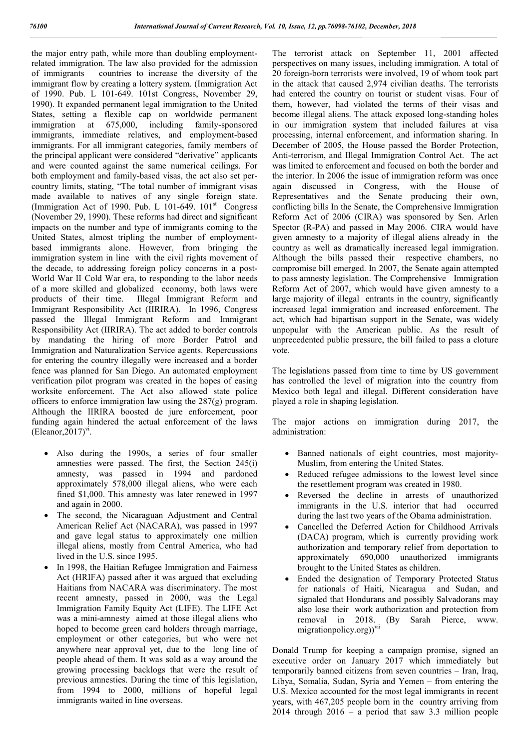the major entry path, while more than doubling employment-related immigration. The law also provided for the admission of immigrants countries to increase the diversity of the immigrant flow by creating a lottery system. (Immigration Act of 1990. Pub. L 101-649. 101st Congress, November 29, 1990). It expanded permanent legal immigration to the United States, setting a flexible cap on worldwide permanent immigration at 675,000, including family-sponsored immigrants, immediate relatives, and employment-based immigrants. For all immigrant categories, family members of the principal applicant were considered "derivative" applicants and were counted against the same numerical ceilings. For both employment and family-based visas, the act also set per-country limits, stating, "The total number of immigrant visas made available to natives of any single foreign state. (Immigration Act of 1990. Pub. L 101-649. 101st Congress (November 29, 1990). These reforms had direct and significant impacts on the number and type of immigrants coming to the United States, almost tripling the number of employment-based immigrants alone. However, from bringing the immigration system in line with the civil rights movement of the decade, to addressing foreign policy concerns in a post-World War II Cold War era, to responding to the labor needs of a more skilled and globalized economy, both laws were products of their time. Illegal Immigrant Reform and Immigrant Responsibility Act (IIRIRA). In 1996, Congress passed the Illegal Immigrant Reform and Immigrant Responsibility Act (IIRIRA). The act added to border controls by mandating the hiring of more Border Patrol and Immigration and Naturalization Service agents. Repercussions for entering the country illegally were increased and a border fence was planned for San Diego. An automated employment verification pilot program was created in the hopes of easing worksite enforcement. The Act also allowed state police officers to enforce immigration law using the 287(g) program. Although the IIRIRA boosted de jure enforcement, poor funding again hindered the actual enforcement of the laws (Eleanor,2017)[vi].

- Also during the 1990s, a series of four smaller amnesties were passed. The first, the Section 245(i) amnesty, was passed in 1994 and pardoned approximately 578,000 illegal aliens, who were each fined $1,000. This amnesty was later renewed in 1997 and again in 2000.
- The second, the Nicaraguan Adjustment and Central American Relief Act (NACARA), was passed in 1997 and gave legal status to approximately one million illegal aliens, mostly from Central America, who had lived in the U.S. since 1995.
- In 1998, the Haitian Refugee Immigration and Fairness Act (HRIFA) passed after it was argued that excluding Haitians from NACARA was discriminatory. The most recent amnesty, passed in 2000, was the Legal Immigration Family Equity Act (LIFE). The LIFE Act was a mini-amnesty aimed at those illegal aliens who hoped to become green card holders through marriage, employment or other categories, but who were not anywhere near approval yet, due to the long line of people ahead of them. It was sold as a way around the growing processing backlogs that were the result of previous amnesties. During the time of this legislation, from 1994 to 2000, millions of hopeful legal immigrants waited in line overseas.

The terrorist attack on September 11, 2001 affected perspectives on many issues, including immigration. A total of 20 foreign-born terrorists were involved, 19 of whom took part in the attack that caused 2,974 civilian deaths. The terrorists had entered the country on tourist or student visas. Four of them, however, had violated the terms of their visas and become illegal aliens. The attack exposed long-standing holes in our immigration system that included failures at visa processing, internal enforcement, and information sharing. In December of 2005, the House passed the Border Protection, Anti-terrorism, and Illegal Immigration Control Act. The act was limited to enforcement and focused on both the border and the interior. In 2006 the issue of immigration reform was once again discussed in Congress, with the House of Representatives and the Senate producing their own, conflicting bills In the Senate, the Comprehensive Immigration Reform Act of 2006 (CIRA) was sponsored by Sen. Arlen Spector (R-PA) and passed in May 2006. CIRA would have given amnesty to a majority of illegal aliens already in the country as well as dramatically increased legal immigration. Although the bills passed their respective chambers, no compromise bill emerged. In 2007, the Senate again attempted to pass amnesty legislation. The Comprehensive Immigration Reform Act of 2007, which would have given amnesty to a large majority of illegal entrants in the country, significantly increased legal immigration and increased enforcement. The act, which had bipartisan support in the Senate, was widely unpopular with the American public. As the result of unprecedented public pressure, the bill failed to pass a cloture vote.

The legislations passed from time to time by US government has controlled the level of migration into the country from Mexico both legal and illegal. Different consideration have played a role in shaping legislation.

The major actions on immigration during 2017, the administration:

- Banned nationals of eight countries, most majority-Muslim, from entering the United States.
- Reduced refugee admissions to the lowest level since the resettlement program was created in 1980.
- Reversed the decline in arrests of unauthorized immigrants in the U.S. interior that had occurred during the last two years of the Obama administration.
- Cancelled the Deferred Action for Childhood Arrivals (DACA) program, which is currently providing work authorization and temporary relief from deportation to approximately 690,000 unauthorized immigrants brought to the United States as children.
- Ended the designation of Temporary Protected Status for nationals of Haiti, Nicaragua and Sudan, and signaled that Hondurans and possibly Salvadorans may also lose their work authorization and protection from removal in 2018. (By Sarah Pierce, www.migrationpolicy.org))[vii]

Donald Trump for keeping a campaign promise, signed an executive order on January 2017 which immediately but temporarily banned citizens from seven countries – Iran, Iraq, Libya, Somalia, Sudan, Syria and Yemen – from entering the U.S. Mexico accounted for the most legal immigrants in recent years, with 467,205 people born in the country arriving from 2014 through 2016 – a period that saw 3.3 million people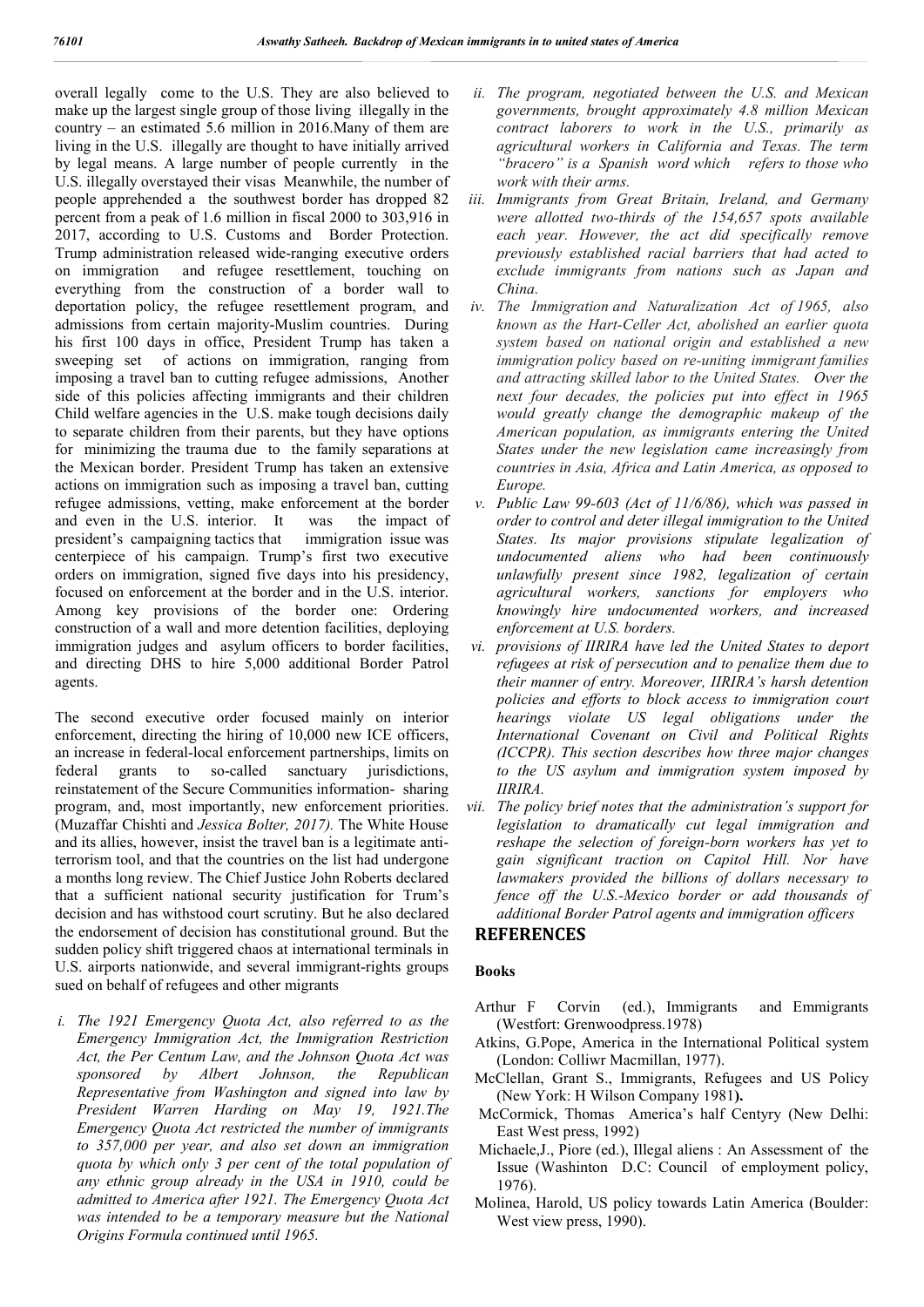overall legally come to the U.S. They are also believed to make up the largest single group of those living illegally in the country – an estimated 5.6 million in 2016.Many of them are living in the U.S. illegally are thought to have initially arrived by legal means. A large number of people currently in the U.S. illegally overstayed their visas Meanwhile, the number of people apprehended a the southwest border has dropped 82 percent from a peak of 1.6 million in fiscal 2000 to 303,916 in 2017, according to U.S. Customs and Border Protection. Trump administration released wide-ranging executive orders on immigration and refugee resettlement, touching on everything from the construction of a border wall to deportation policy, the refugee resettlement program, and admissions from certain majority-Muslim countries. During his first 100 days in office, President Trump has taken a sweeping set of actions on immigration, ranging from imposing a travel ban to cutting refugee admissions, Another side of this policies affecting immigrants and their children Child welfare agencies in the U.S. make tough decisions daily to separate children from their parents, but they have options for minimizing the trauma due to the family separations at the Mexican border. President Trump has taken an extensive actions on immigration such as imposing a travel ban, cutting refugee admissions, vetting, make enforcement at the border and even in the U.S. interior. It was the impact of president's campaigning tactics that immigration issue was centerpiece of his campaign. Trump's first two executive orders on immigration, signed five days into his presidency, focused on enforcement at the border and in the U.S. interior. Among key provisions of the border one: Ordering construction of a wall and more detention facilities, deploying immigration judges and asylum officers to border facilities, and directing DHS to hire 5,000 additional Border Patrol agents.

The second executive order focused mainly on interior enforcement, directing the hiring of 10,000 new ICE officers, an increase in federal-local enforcement partnerships, limits on federal grants to so-called sanctuary jurisdictions, reinstatement of the Secure Communities information- sharing program, and, most importantly, new enforcement priorities. (Muzaffar Chishti and *Jessica Bolter, 2017).* The White House and its allies, however, insist the travel ban is a legitimate anti-terrorism tool, and that the countries on the list had undergone a months long review. The Chief Justice John Roberts declared that a sufficient national security justification for Trum's decision and has withstood court scrutiny. But he also declared the endorsement of decision has constitutional ground. But the sudden policy shift triggered chaos at international terminals in U.S. airports nationwide, and several immigrant-rights groups sued on behalf of refugees and other migrants

i. *The 1921 Emergency Quota Act, also referred to as the Emergency Immigration Act, the Immigration Restriction Act, the Per Centum Law, and the Johnson Quota Act was sponsored by Albert Johnson, the Republican Representative from Washington and signed into law by President Warren Harding on May 19, 1921.The Emergency Quota Act restricted the number of immigrants to 357,000 per year, and also set down an immigration quota by which only 3 per cent of the total population of any ethnic group already in the USA in 1910, could be admitted to America after 1921. The Emergency Quota Act was intended to be a temporary measure but the National Origins Formula continued until 1965.*
ii. *The program, negotiated between the U.S. and Mexican governments, brought approximately 4.8 million Mexican contract laborers to work in the U.S., primarily as agricultural workers in California and Texas. The term "bracero" is a Spanish word which refers to those who work with their arms.*
iii. *Immigrants from Great Britain, Ireland, and Germany were allotted two-thirds of the 154,657 spots available each year. However, the act did specifically remove previously established racial barriers that had acted to exclude immigrants from nations such as Japan and China.*
iv. *The Immigration and Naturalization Act of 1965, also known as the Hart-Celler Act, abolished an earlier quota system based on national origin and established a new immigration policy based on re-uniting immigrant families and attracting skilled labor to the United States. Over the next four decades, the policies put into effect in 1965 would greatly change the demographic makeup of the American population, as immigrants entering the United States under the new legislation came increasingly from countries in Asia, Africa and Latin America, as opposed to Europe.*
v. *Public Law 99-603 (Act of 11/6/86), which was passed in order to control and deter illegal immigration to the United States. Its major provisions stipulate legalization of undocumented aliens who had been continuously unlawfully present since 1982, legalization of certain agricultural workers, sanctions for employers who knowingly hire undocumented workers, and increased enforcement at U.S. borders.*
vi. *provisions of IIRIRA have led the United States to deport refugees at risk of persecution and to penalize them due to their manner of entry. Moreover, IIRIRA's harsh detention policies and efforts to block access to immigration court hearings violate US legal obligations under the International Covenant on Civil and Political Rights (ICCPR). This section describes how three major changes to the US asylum and immigration system imposed by IIRIRA.*
vii. *The policy brief notes that the administration's support for legislation to dramatically cut legal immigration and reshape the selection of foreign-born workers has yet to gain significant traction on Capitol Hill. Nor have lawmakers provided the billions of dollars necessary to fence off the U.S.-Mexico border or add thousands of additional Border Patrol agents and immigration officers*

## REFERENCES

### Books

- Arthur F Corvin (ed.), Immigrants and Emmigrants (Westfort: Grenwoodpress.1978)
- Atkins, G.Pope, America in the International Political system (London: Colliwr Macmillan, 1977).
- McClellan, Grant S., Immigrants, Refugees and US Policy (New York: H Wilson Company 1981**).**
- McCormick, Thomas America's half Centyry (New Delhi: East West press, 1992)
- Michaele,J., Piore (ed.), Illegal aliens : An Assessment of the Issue (Washinton D.C: Council of employment policy, 1976).
- Molinea, Harold, US policy towards Latin America (Boulder: West view press, 1990).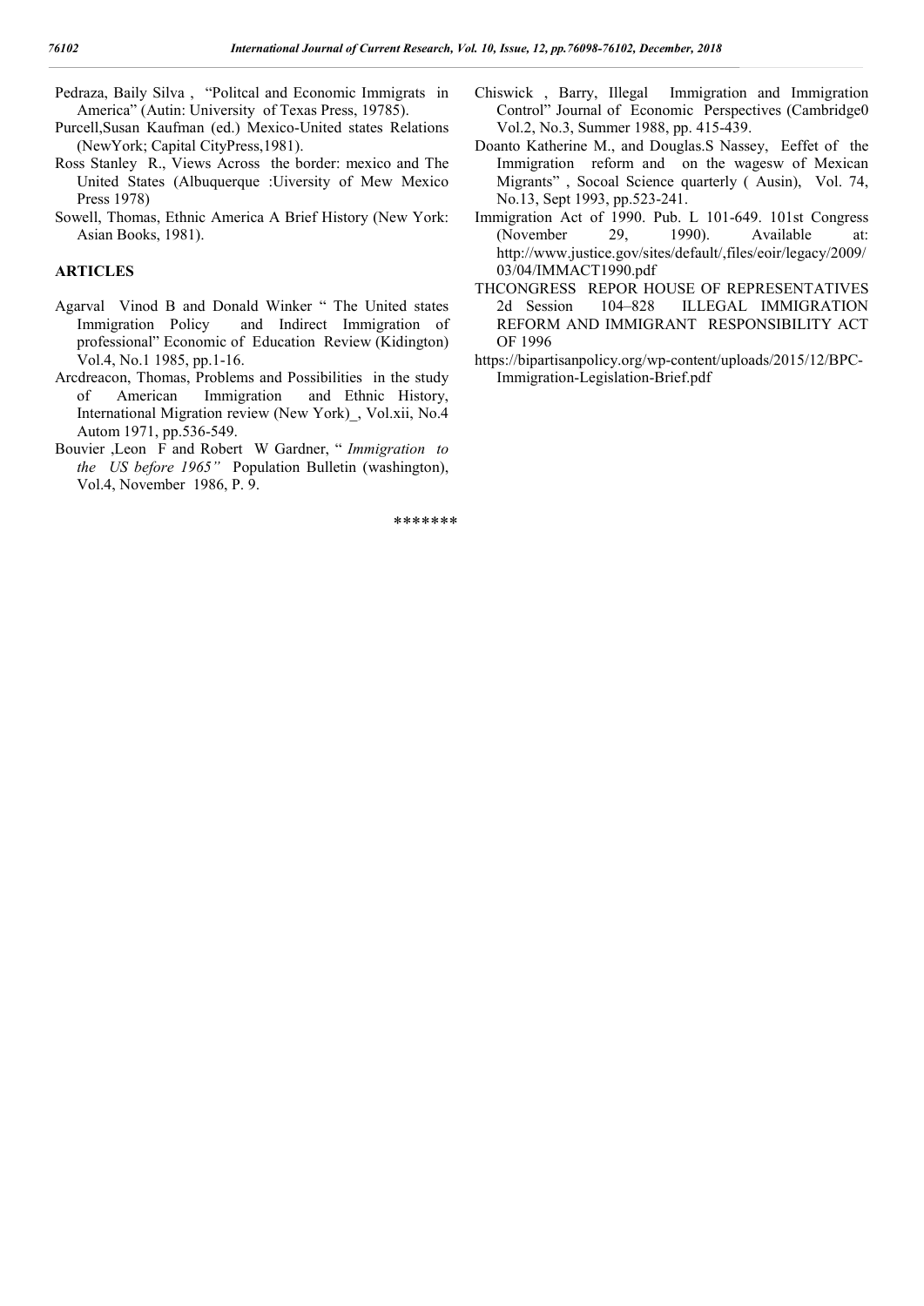Pedraza, Baily Silva , "Politcal and Economic Immigrats in America" (Autin: University of Texas Press, 19785).

Purcell,Susan Kaufman (ed.) Mexico-United states Relations (NewYork; Capital CityPress,1981).

Ross Stanley R., Views Across the border: mexico and The United States (Albuquerque :Uiversity of Mew Mexico Press 1978)

Sowell, Thomas, Ethnic America A Brief History (New York: Asian Books, 1981).

## ARTICLES

Agarval Vinod B and Donald Winker " The United states Immigration Policy and Indirect Immigration of professional" Economic of Education Review (Kidington) Vol.4, No.1 1985, pp.1-16.

Arcdreacon, Thomas, Problems and Possibilities in the study of American Immigration and Ethnic History, International Migration review (New York)_, Vol.xii, No.4 Autom 1971, pp.536-549.

Bouvier ,Leon F and Robert W Gardner, " *Immigration to the US before 1965"* Population Bulletin (washington), Vol.4, November 1986, P. 9.

Chiswick , Barry, Illegal Immigration and Immigration Control" Journal of Economic Perspectives (Cambridge0 Vol.2, No.3, Summer 1988, pp. 415-439.

Doanto Katherine M., and Douglas.S Nassey, Eeffet of the Immigration reform and on the wagesw of Mexican Migrants" , Socoal Science quarterly ( Ausin), Vol. 74, No.13, Sept 1993, pp.523-241.

Immigration Act of 1990. Pub. L 101-649. 101st Congress (November 29, 1990). Available at: http://www.justice.gov/sites/default/,files/eoir/legacy/2009/03/04/IMMACT1990.pdf

THCONGRESS REPOR HOUSE OF REPRESENTATIVES 2d Session 104–828 ILLEGAL IMMIGRATION REFORM AND IMMIGRANT RESPONSIBILITY ACT OF 1996

https://bipartisanpolicy.org/wp-content/uploads/2015/12/BPC-Immigration-Legislation-Brief.pdf

\*\*\*\*\*\*\*